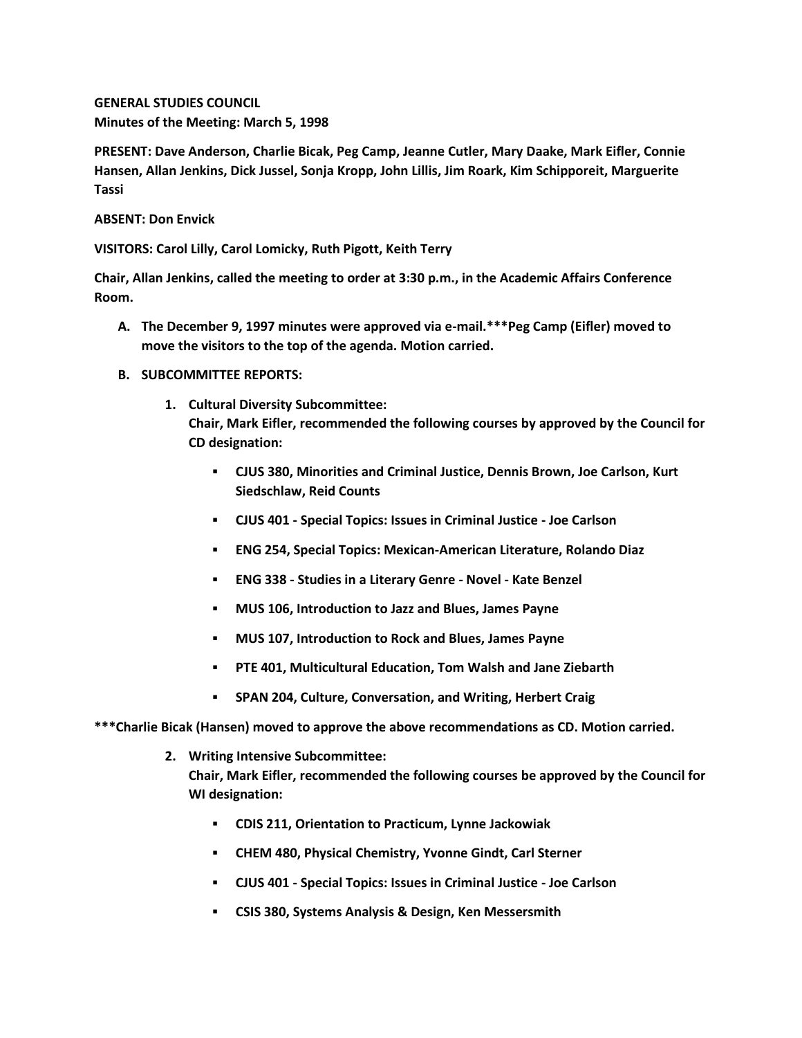**GENERAL STUDIES COUNCIL**
**Minutes of the Meeting: March 5, 1998**

**PRESENT: Dave Anderson, Charlie Bicak, Peg Camp, Jeanne Cutler, Mary Daake, Mark Eifler, Connie Hansen, Allan Jenkins, Dick Jussel, Sonja Kropp, John Lillis, Jim Roark, Kim Schipporeit, Marguerite Tassi**

**ABSENT: Don Envick**

**VISITORS: Carol Lilly, Carol Lomicky, Ruth Pigott, Keith Terry**

**Chair, Allan Jenkins, called the meeting to order at 3:30 p.m., in the Academic Affairs Conference Room.**

**A. The December 9, 1997 minutes were approved via e-mail.***Peg Camp (Eifler) moved to move the visitors to the top of the agenda. Motion carried.**

**B. SUBCOMMITTEE REPORTS:**

1. **Cultural Diversity Subcommittee:**
   **Chair, Mark Eifler, recommended the following courses by approved by the Council for CD designation:**

   - **CJUS 380, Minorities and Criminal Justice, Dennis Brown, Joe Carlson, Kurt Siedschlaw, Reid Counts**
   - **CJUS 401 - Special Topics: Issues in Criminal Justice - Joe Carlson**
   - **ENG 254, Special Topics: Mexican-American Literature, Rolando Diaz**
   - **ENG 338 - Studies in a Literary Genre - Novel - Kate Benzel**
   - **MUS 106, Introduction to Jazz and Blues, James Payne**
   - **MUS 107, Introduction to Rock and Blues, James Payne**
   - **PTE 401, Multicultural Education, Tom Walsh and Jane Ziebarth**
   - **SPAN 204, Culture, Conversation, and Writing, Herbert Craig**

**\*\*\*Charlie Bicak (Hansen) moved to approve the above recommendations as CD. Motion carried.**

2. **Writing Intensive Subcommittee:**
   **Chair, Mark Eifler, recommended the following courses be approved by the Council for WI designation:**

   - **CDIS 211, Orientation to Practicum, Lynne Jackowiak**
   - **CHEM 480, Physical Chemistry, Yvonne Gindt, Carl Sterner**
   - **CJUS 401 - Special Topics: Issues in Criminal Justice - Joe Carlson**
   - **CSIS 380, Systems Analysis & Design, Ken Messersmith**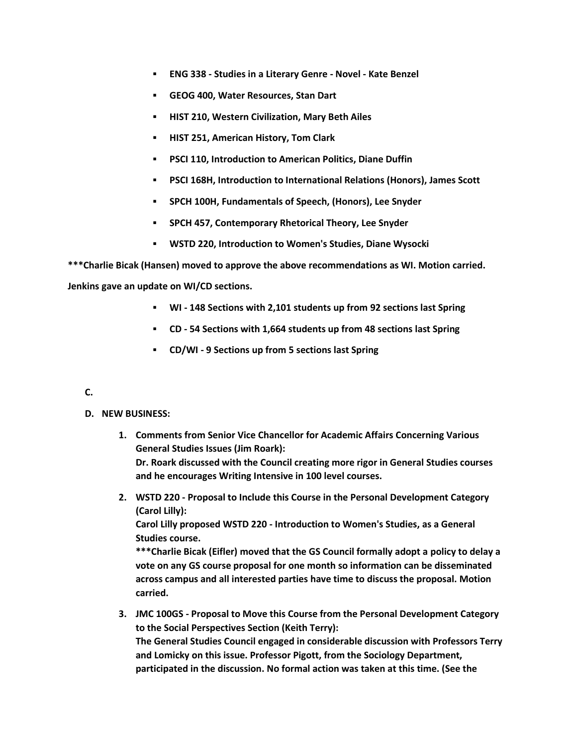- **ENG 338 - Studies in a Literary Genre - Novel - Kate Benzel**
- **GEOG 400, Water Resources, Stan Dart**
- **HIST 210, Western Civilization, Mary Beth Ailes**
- **HIST 251, American History, Tom Clark**
- **PSCI 110, Introduction to American Politics, Diane Duffin**
- **PSCI 168H, Introduction to International Relations (Honors), James Scott**
- **SPCH 100H, Fundamentals of Speech, (Honors), Lee Snyder**
- **SPCH 457, Contemporary Rhetorical Theory, Lee Snyder**
- **WSTD 220, Introduction to Women's Studies, Diane Wysocki**

**\*\*\*Charlie Bicak (Hansen) moved to approve the above recommendations as WI. Motion carried.**

**Jenkins gave an update on WI/CD sections.**

- **WI - 148 Sections with 2,101 students up from 92 sections last Spring**
- **CD - 54 Sections with 1,664 students up from 48 sections last Spring**
- **CD/WI - 9 Sections up from 5 sections last Spring**

**C.**

**D. NEW BUSINESS:**

1. **Comments from Senior Vice Chancellor for Academic Affairs Concerning Various General Studies Issues (Jim Roark):**
   **Dr. Roark discussed with the Council creating more rigor in General Studies courses and he encourages Writing Intensive in 100 level courses.**

2. **WSTD 220 - Proposal to Include this Course in the Personal Development Category (Carol Lilly):**
   **Carol Lilly proposed WSTD 220 - Introduction to Women's Studies, as a General Studies course.**
   **\*\*\*Charlie Bicak (Eifler) moved that the GS Council formally adopt a policy to delay a vote on any GS course proposal for one month so information can be disseminated across campus and all interested parties have time to discuss the proposal. Motion carried.**

3. **JMC 100GS - Proposal to Move this Course from the Personal Development Category to the Social Perspectives Section (Keith Terry):**
   **The General Studies Council engaged in considerable discussion with Professors Terry and Lomicky on this issue. Professor Pigott, from the Sociology Department, participated in the discussion. No formal action was taken at this time. (See the**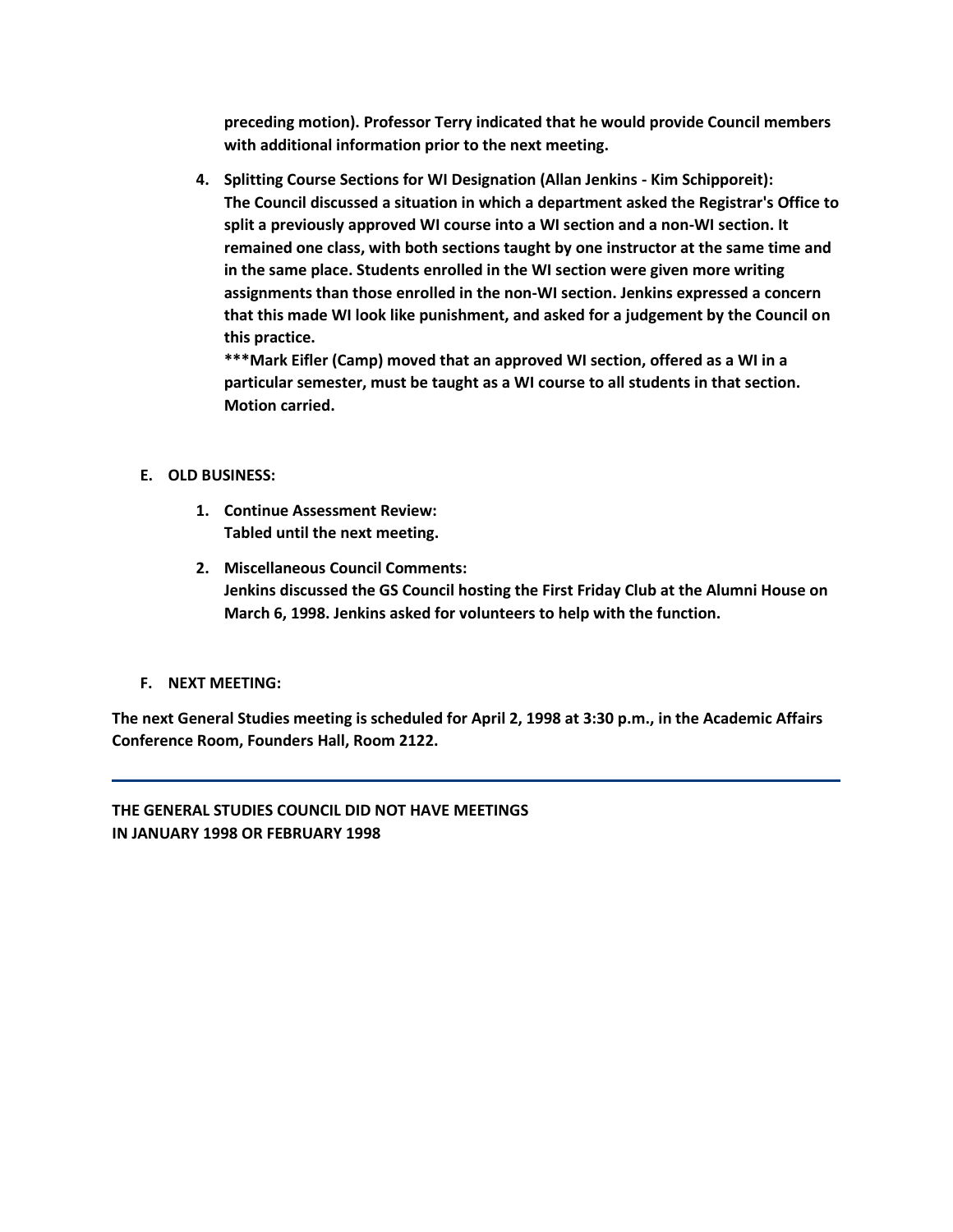**preceding motion). Professor Terry indicated that he would provide Council members with additional information prior to the next meeting.**

4. **Splitting Course Sections for WI Designation (Allan Jenkins - Kim Schipporeit):**
   **The Council discussed a situation in which a department asked the Registrar's Office to split a previously approved WI course into a WI section and a non-WI section. It remained one class, with both sections taught by one instructor at the same time and in the same place. Students enrolled in the WI section were given more writing assignments than those enrolled in the non-WI section. Jenkins expressed a concern that this made WI look like punishment, and asked for a judgement by the Council on this practice.**
   **\*\*\*Mark Eifler (Camp) moved that an approved WI section, offered as a WI in a particular semester, must be taught as a WI course to all students in that section. Motion carried.**

**E. OLD BUSINESS:**

1. **Continue Assessment Review:**
   **Tabled until the next meeting.**

2. **Miscellaneous Council Comments:**
   **Jenkins discussed the GS Council hosting the First Friday Club at the Alumni House on March 6, 1998. Jenkins asked for volunteers to help with the function.**

**F. NEXT MEETING:**

**The next General Studies meeting is scheduled for April 2, 1998 at 3:30 p.m., in the Academic Affairs Conference Room, Founders Hall, Room 2122.**

---

**THE GENERAL STUDIES COUNCIL DID NOT HAVE MEETINGS IN JANUARY 1998 OR FEBRUARY 1998**